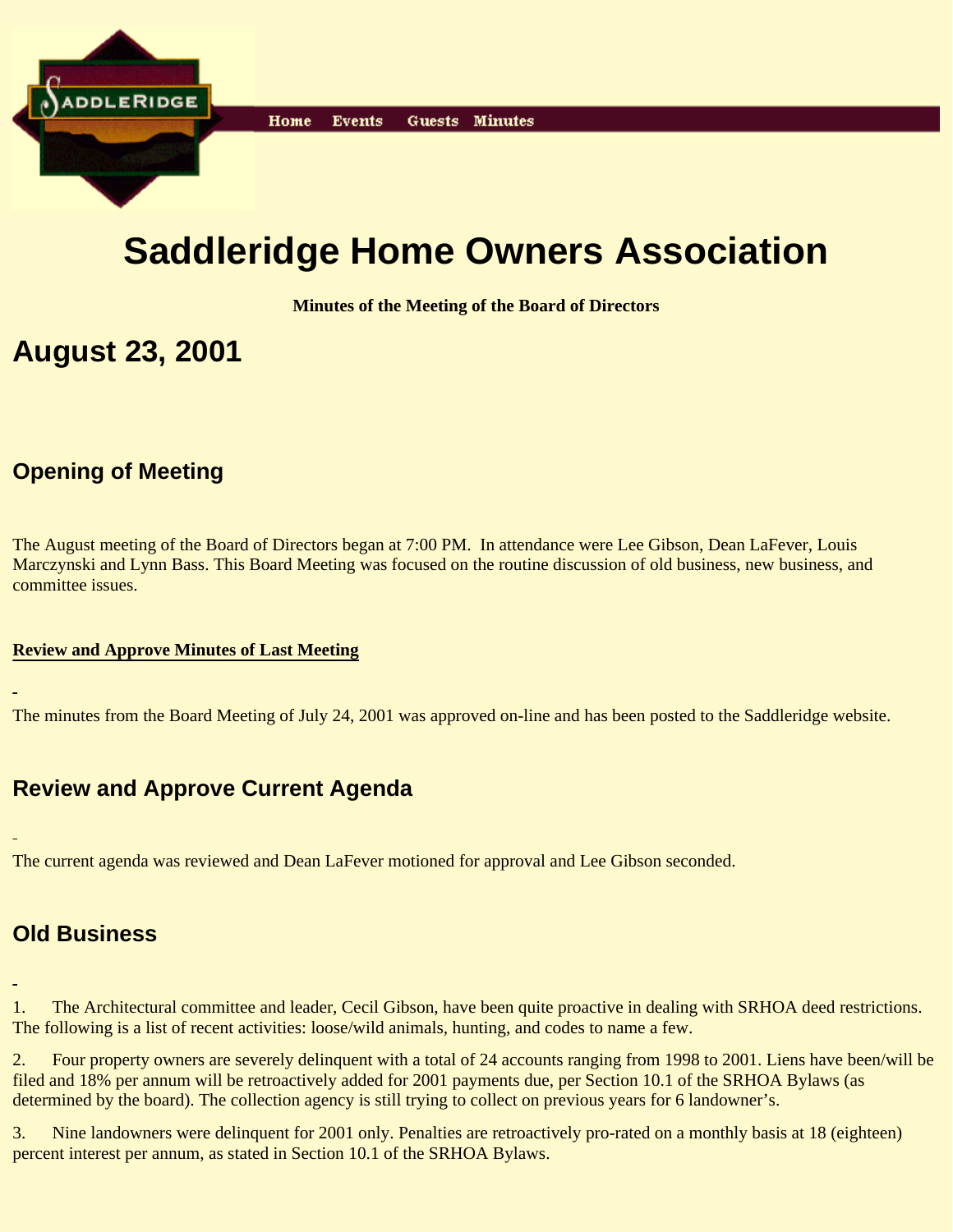Home Events Guests Minutes

# Saddleridge Home Owners Association

**Minutes of the Meeting of the Board of Directors**

# August 23, 2001

## Opening of Meeting

The August meeting of the Board of Directors began at 7:00 PM. In attendance were Lee Gibson, Dean LaFever, Louis Marczynski and Lynn Bass. This Board Meeting was focused on the routine discussion of old business, new business, and committee issues.

**Review and Approve Minutes of Last Meeting**

The minutes from the Board Meeting of July 24, 2001 was approved on-line and has been posted to the Saddleridge website.

## Review and Approve Current Agenda

The current agenda was reviewed and Dean LaFever motioned for approval and Lee Gibson seconded.

## Old Business

1. The Architectural committee and leader, Cecil Gibson, have been quite proactive in dealing with SRHOA deed restrictions. The following is a list of recent activities: loose/wild animals, hunting, and codes to name a few.

2. Four property owners are severely delinquent with a total of 24 accounts ranging from 1998 to 2001. Liens have been/will be filed and 18% per annum will be retroactively added for 2001 payments due, per Section 10.1 of the SRHOA Bylaws (as determined by the board). The collection agency is still trying to collect on previous years for 6 landowner's.

3. Nine landowners were delinquent for 2001 only. Penalties are retroactively pro-rated on a monthly basis at 18 (eighteen) percent interest per annum, as stated in Section 10.1 of the SRHOA Bylaws.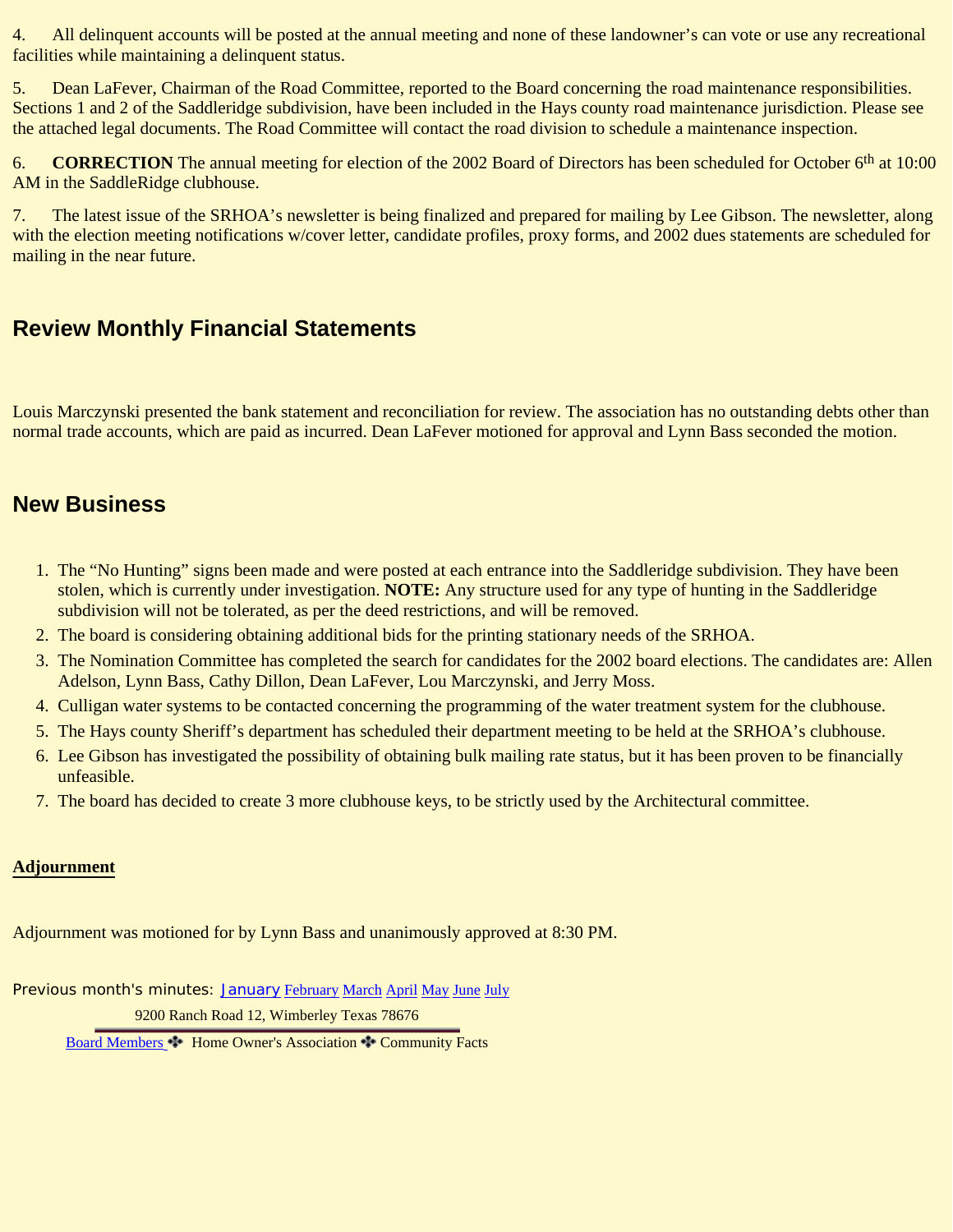4. All delinquent accounts will be posted at the annual meeting and none of these landowner's can vote or use any recreational facilities while maintaining a delinquent status.

5. Dean LaFever, Chairman of the Road Committee, reported to the Board concerning the road maintenance responsibilities. Sections 1 and 2 of the Saddleridge subdivision, have been included in the Hays county road maintenance jurisdiction. Please see the attached legal documents. The Road Committee will contact the road division to schedule a maintenance inspection.

6. **CORRECTION** The annual meeting for election of the 2002 Board of Directors has been scheduled for October 6th at 10:00 AM in the SaddleRidge clubhouse.

7. The latest issue of the SRHOA's newsletter is being finalized and prepared for mailing by Lee Gibson. The newsletter, along with the election meeting notifications w/cover letter, candidate profiles, proxy forms, and 2002 dues statements are scheduled for mailing in the near future.

## Review Monthly Financial Statements

Louis Marczynski presented the bank statement and reconciliation for review. The association has no outstanding debts other than normal trade accounts, which are paid as incurred. Dean LaFever motioned for approval and Lynn Bass seconded the motion.

## New Business

1. The "No Hunting" signs been made and were posted at each entrance into the Saddleridge subdivision. They have been stolen, which is currently under investigation. **NOTE:** Any structure used for any type of hunting in the Saddleridge subdivision will not be tolerated, as per the deed restrictions, and will be removed.
2. The board is considering obtaining additional bids for the printing stationary needs of the SRHOA.
3. The Nomination Committee has completed the search for candidates for the 2002 board elections. The candidates are: Allen Adelson, Lynn Bass, Cathy Dillon, Dean LaFever, Lou Marczynski, and Jerry Moss.
4. Culligan water systems to be contacted concerning the programming of the water treatment system for the clubhouse.
5. The Hays county Sheriff's department has scheduled their department meeting to be held at the SRHOA's clubhouse.
6. Lee Gibson has investigated the possibility of obtaining bulk mailing rate status, but it has been proven to be financially unfeasible.
7. The board has decided to create 3 more clubhouse keys, to be strictly used by the Architectural committee.

**Adjournment**

Adjournment was motioned for by Lynn Bass and unanimously approved at 8:30 PM.

Previous month's minutes: January February March April May June July

9200 Ranch Road 12, Wimberley Texas 78676

Board Members ✤ Home Owner's Association ✤ Community Facts